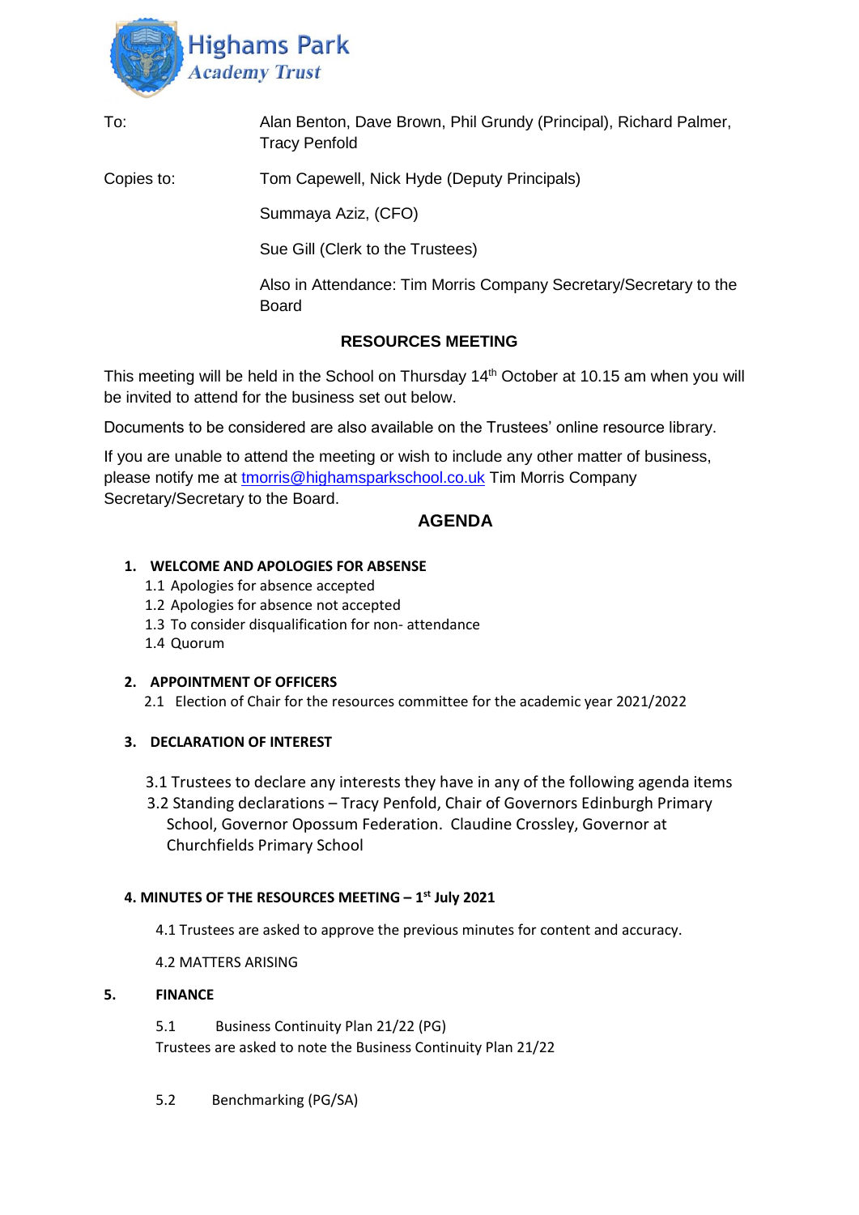Highams Park
*Academy Trust*

| | |
|---|---|
| To: | Alan Benton, Dave Brown, Phil Grundy (Principal), Richard Palmer, Tracy Penfold |
| Copies to: | Tom Capewell, Nick Hyde (Deputy Principals) |
| | Summaya Aziz, (CFO) |
| | Sue Gill (Clerk to the Trustees) |
| | Also in Attendance: Tim Morris Company Secretary/Secretary to the Board |

## RESOURCES MEETING

This meeting will be held in the School on Thursday 14th October at 10.15 am when you will be invited to attend for the business set out below.

Documents to be considered are also available on the Trustees' online resource library.

If you are unable to attend the meeting or wish to include any other matter of business, please notify me at tmorris@highamsparkschool.co.uk Tim Morris Company Secretary/Secretary to the Board.

## AGENDA

**1. WELCOME AND APOLOGIES FOR ABSENSE**

1.1 Apologies for absence accepted
1.2 Apologies for absence not accepted
1.3 To consider disqualification for non- attendance
1.4 Quorum

**2. APPOINTMENT OF OFFICERS**

2.1 Election of Chair for the resources committee for the academic year 2021/2022

**3. DECLARATION OF INTEREST**

3.1 Trustees to declare any interests they have in any of the following agenda items
3.2 Standing declarations – Tracy Penfold, Chair of Governors Edinburgh Primary School, Governor Opossum Federation. Claudine Crossley, Governor at Churchfields Primary School

**4. MINUTES OF THE RESOURCES MEETING – 1st July 2021**

4.1 Trustees are asked to approve the previous minutes for content and accuracy.

4.2 MATTERS ARISING

**5. FINANCE**

5.1 Business Continuity Plan 21/22 (PG)
Trustees are asked to note the Business Continuity Plan 21/22

5.2 Benchmarking (PG/SA)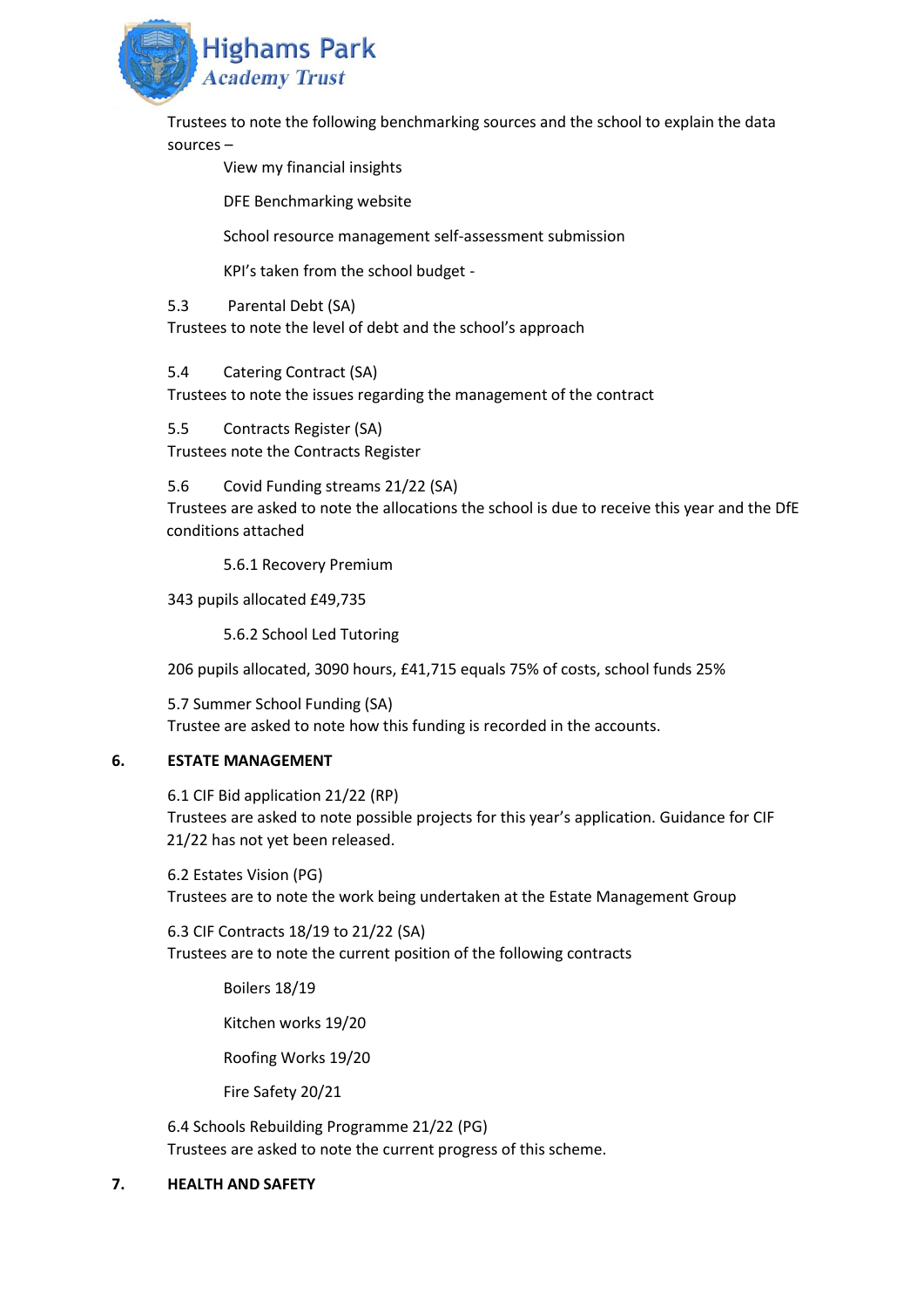Trustees to note the following benchmarking sources and the school to explain the data sources –

- View my financial insights
- DFE Benchmarking website
- School resource management self-assessment submission
- KPI's taken from the school budget -

5.3 Parental Debt (SA)
Trustees to note the level of debt and the school's approach

5.4 Catering Contract (SA)
Trustees to note the issues regarding the management of the contract

5.5 Contracts Register (SA)
Trustees note the Contracts Register

5.6 Covid Funding streams 21/22 (SA)
Trustees are asked to note the allocations the school is due to receive this year and the DfE conditions attached

5.6.1 Recovery Premium

343 pupils allocated £49,735

5.6.2 School Led Tutoring

206 pupils allocated, 3090 hours, £41,715 equals 75% of costs, school funds 25%

5.7 Summer School Funding (SA)
Trustee are asked to note how this funding is recorded in the accounts.

## 6. ESTATE MANAGEMENT

6.1 CIF Bid application 21/22 (RP)
Trustees are asked to note possible projects for this year's application. Guidance for CIF 21/22 has not yet been released.

6.2 Estates Vision (PG)
Trustees are to note the work being undertaken at the Estate Management Group

6.3 CIF Contracts 18/19 to 21/22 (SA)
Trustees are to note the current position of the following contracts

- Boilers 18/19
- Kitchen works 19/20
- Roofing Works 19/20
- Fire Safety 20/21

6.4 Schools Rebuilding Programme 21/22 (PG)
Trustees are asked to note the current progress of this scheme.

## 7. HEALTH AND SAFETY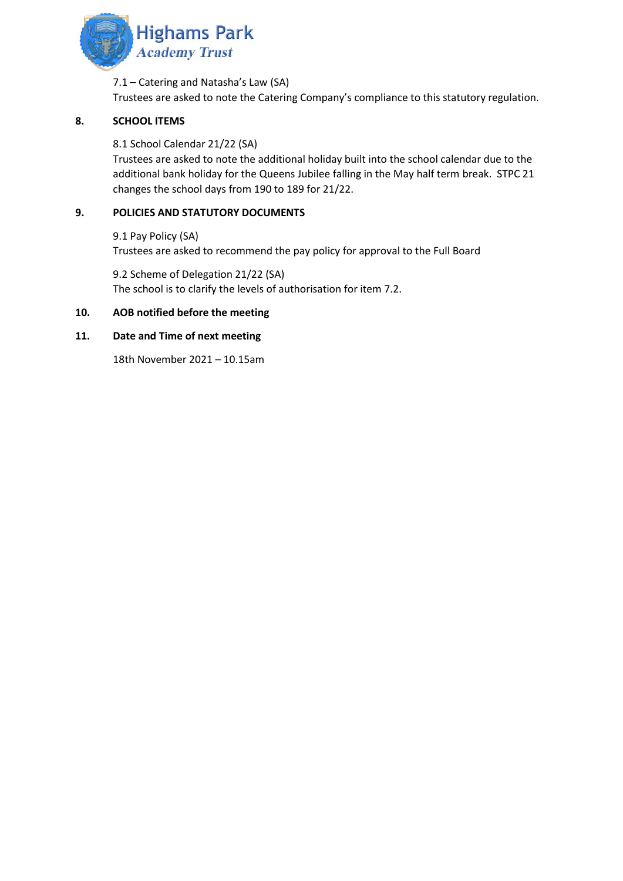7.1 – Catering and Natasha's Law (SA)
Trustees are asked to note the Catering Company's compliance to this statutory regulation.

## 8. SCHOOL ITEMS

8.1 School Calendar 21/22 (SA)
Trustees are asked to note the additional holiday built into the school calendar due to the additional bank holiday for the Queens Jubilee falling in the May half term break. STPC 21 changes the school days from 190 to 189 for 21/22.

## 9. POLICIES AND STATUTORY DOCUMENTS

9.1 Pay Policy (SA)
Trustees are asked to recommend the pay policy for approval to the Full Board

9.2 Scheme of Delegation 21/22 (SA)
The school is to clarify the levels of authorisation for item 7.2.

## 10. AOB notified before the meeting

## 11. Date and Time of next meeting

18th November 2021 – 10.15am